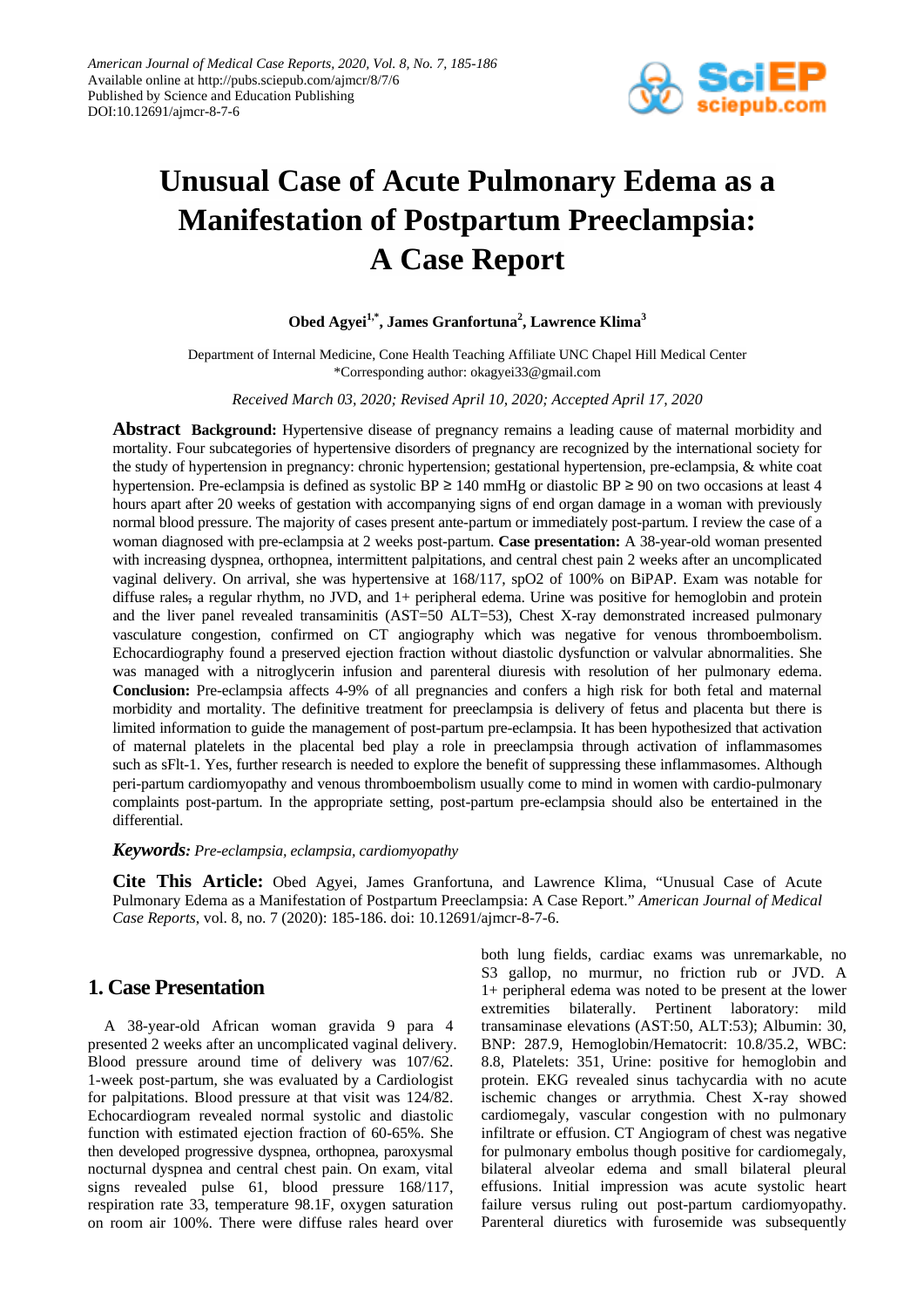# Unusual Case of Acute Pulmonary Edema as a Manifestation of Postpartum Preeclampsia: A Case Report

**Obed Agyei[1,*], James Granfortuna[2], Lawrence Klima[3]**

Department of Internal Medicine, Cone Health Teaching Affiliate UNC Chapel Hill Medical Center
*Corresponding author: okagyei33@gmail.com

*Received March 03, 2020; Revised April 10, 2020; Accepted April 17, 2020*

**Abstract** **Background:** Hypertensive disease of pregnancy remains a leading cause of maternal morbidity and mortality. Four subcategories of hypertensive disorders of pregnancy are recognized by the international society for the study of hypertension in pregnancy: chronic hypertension; gestational hypertension, pre-eclampsia, & white coat hypertension. Pre-eclampsia is defined as systolic BP ≥ 140 mmHg or diastolic BP ≥ 90 on two occasions at least 4 hours apart after 20 weeks of gestation with accompanying signs of end organ damage in a woman with previously normal blood pressure. The majority of cases present ante-partum or immediately post-partum. I review the case of a woman diagnosed with pre-eclampsia at 2 weeks post-partum. **Case presentation:** A 38-year-old woman presented with increasing dyspnea, orthopnea, intermittent palpitations, and central chest pain 2 weeks after an uncomplicated vaginal delivery. On arrival, she was hypertensive at 168/117, spO2 of 100% on BiPAP. Exam was notable for diffuse rales, a regular rhythm, no JVD, and 1+ peripheral edema. Urine was positive for hemoglobin and protein and the liver panel revealed transaminitis (AST=50 ALT=53), Chest X-ray demonstrated increased pulmonary vasculature congestion, confirmed on CT angiography which was negative for venous thromboembolism. Echocardiography found a preserved ejection fraction without diastolic dysfunction or valvular abnormalities. She was managed with a nitroglycerin infusion and parenteral diuresis with resolution of her pulmonary edema. **Conclusion:** Pre-eclampsia affects 4-9% of all pregnancies and confers a high risk for both fetal and maternal morbidity and mortality. The definitive treatment for preeclampsia is delivery of fetus and placenta but there is limited information to guide the management of post-partum pre-eclampsia. It has been hypothesized that activation of maternal platelets in the placental bed play a role in preeclampsia through activation of inflammasomes such as sFlt-1. Yes, further research is needed to explore the benefit of suppressing these inflammasomes. Although peri-partum cardiomyopathy and venous thromboembolism usually come to mind in women with cardio-pulmonary complaints post-partum. In the appropriate setting, post-partum pre-eclampsia should also be entertained in the differential.

***Keywords:*** *Pre-eclampsia, eclampsia, cardiomyopathy*

**Cite This Article:** Obed Agyei, James Granfortuna, and Lawrence Klima, "Unusual Case of Acute Pulmonary Edema as a Manifestation of Postpartum Preeclampsia: A Case Report." *American Journal of Medical Case Reports*, vol. 8, no. 7 (2020): 185-186. doi: 10.12691/ajmcr-8-7-6.

## 1. Case Presentation

A 38-year-old African woman gravida 9 para 4 presented 2 weeks after an uncomplicated vaginal delivery. Blood pressure around time of delivery was 107/62. 1-week post-partum, she was evaluated by a Cardiologist for palpitations. Blood pressure at that visit was 124/82. Echocardiogram revealed normal systolic and diastolic function with estimated ejection fraction of 60-65%. She then developed progressive dyspnea, orthopnea, paroxysmal nocturnal dyspnea and central chest pain. On exam, vital signs revealed pulse 61, blood pressure 168/117, respiration rate 33, temperature 98.1F, oxygen saturation on room air 100%. There were diffuse rales heard over both lung fields, cardiac exams was unremarkable, no S3 gallop, no murmur, no friction rub or JVD. A 1+ peripheral edema was noted to be present at the lower extremities bilaterally. Pertinent laboratory: mild transaminase elevations (AST:50, ALT:53); Albumin: 30, BNP: 287.9, Hemoglobin/Hematocrit: 10.8/35.2, WBC: 8.8, Platelets: 351, Urine: positive for hemoglobin and protein. EKG revealed sinus tachycardia with no acute ischemic changes or arrythmia. Chest X-ray showed cardiomegaly, vascular congestion with no pulmonary infiltrate or effusion. CT Angiogram of chest was negative for pulmonary embolus though positive for cardiomegaly, bilateral alveolar edema and small bilateral pleural effusions. Initial impression was acute systolic heart failure versus ruling out post-partum cardiomyopathy. Parenteral diuretics with furosemide was subsequently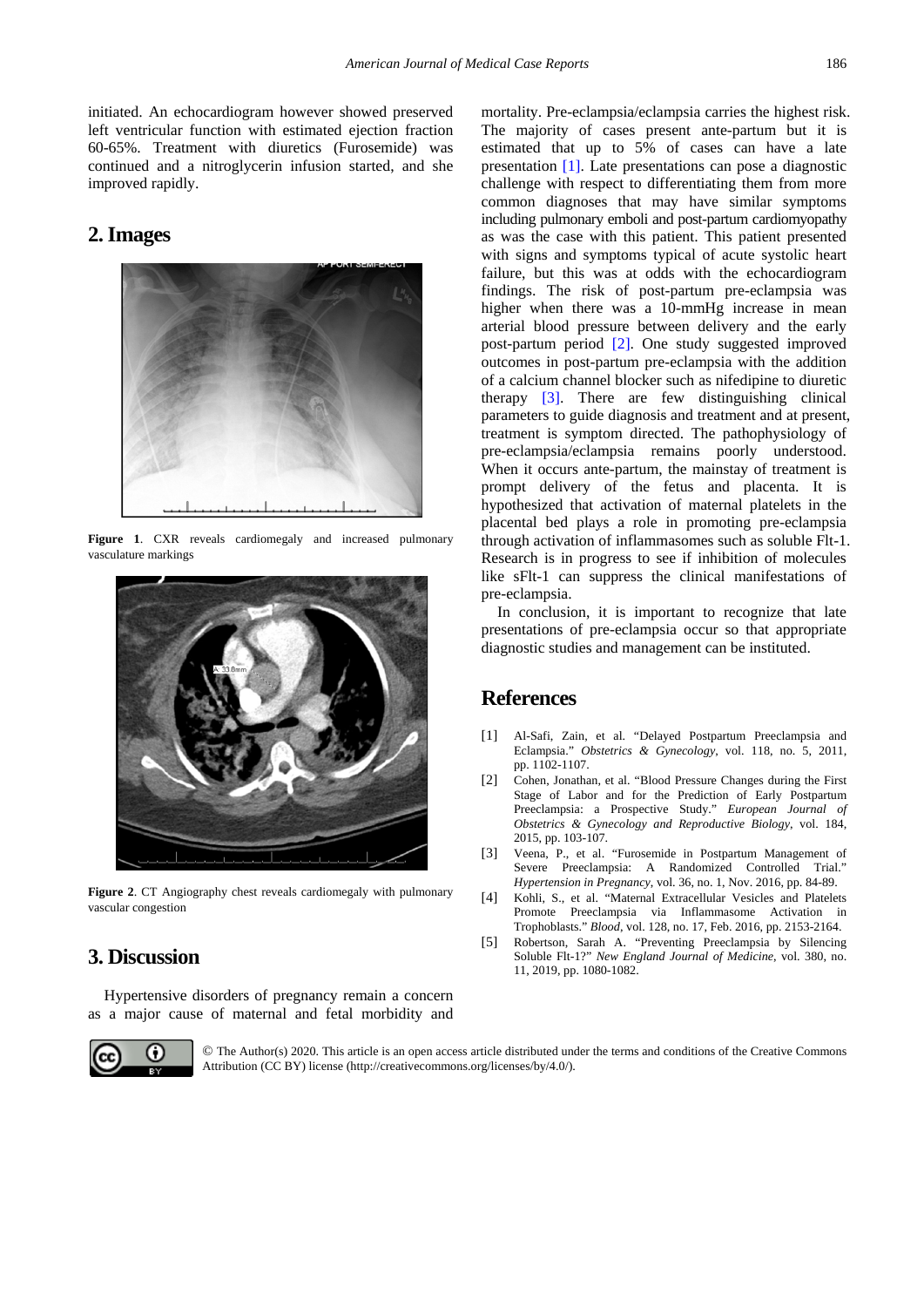initiated. An echocardiogram however showed preserved left ventricular function with estimated ejection fraction 60-65%. Treatment with diuretics (Furosemide) was continued and a nitroglycerin infusion started, and she improved rapidly.

## 2. Images

**Figure 1**. CXR reveals cardiomegaly and increased pulmonary vasculature markings

**Figure 2**. CT Angiography chest reveals cardiomegaly with pulmonary vascular congestion

## 3. Discussion

Hypertensive disorders of pregnancy remain a concern as a major cause of maternal and fetal morbidity and mortality. Pre-eclampsia/eclampsia carries the highest risk. The majority of cases present ante-partum but it is estimated that up to 5% of cases can have a late presentation [1]. Late presentations can pose a diagnostic challenge with respect to differentiating them from more common diagnoses that may have similar symptoms including pulmonary emboli and post-partum cardiomyopathy as was the case with this patient. This patient presented with signs and symptoms typical of acute systolic heart failure, but this was at odds with the echocardiogram findings. The risk of post-partum pre-eclampsia was higher when there was a 10-mmHg increase in mean arterial blood pressure between delivery and the early post-partum period [2]. One study suggested improved outcomes in post-partum pre-eclampsia with the addition of a calcium channel blocker such as nifedipine to diuretic therapy [3]. There are few distinguishing clinical parameters to guide diagnosis and treatment and at present, treatment is symptom directed. The pathophysiology of pre-eclampsia/eclampsia remains poorly understood. When it occurs ante-partum, the mainstay of treatment is prompt delivery of the fetus and placenta. It is hypothesized that activation of maternal platelets in the placental bed plays a role in promoting pre-eclampsia through activation of inflammasomes such as soluble Flt-1. Research is in progress to see if inhibition of molecules like sFlt-1 can suppress the clinical manifestations of pre-eclampsia.

In conclusion, it is important to recognize that late presentations of pre-eclampsia occur so that appropriate diagnostic studies and management can be instituted.

## References

[1] Al-Safi, Zain, et al. "Delayed Postpartum Preeclampsia and Eclampsia." *Obstetrics & Gynecology*, vol. 118, no. 5, 2011, pp. 1102-1107.

[2] Cohen, Jonathan, et al. "Blood Pressure Changes during the First Stage of Labor and for the Prediction of Early Postpartum Preeclampsia: a Prospective Study." *European Journal of Obstetrics & Gynecology and Reproductive Biology*, vol. 184, 2015, pp. 103-107.

[3] Veena, P., et al. "Furosemide in Postpartum Management of Severe Preeclampsia: A Randomized Controlled Trial." *Hypertension in Pregnancy*, vol. 36, no. 1, Nov. 2016, pp. 84-89.

[4] Kohli, S., et al. "Maternal Extracellular Vesicles and Platelets Promote Preeclampsia via Inflammasome Activation in Trophoblasts." *Blood*, vol. 128, no. 17, Feb. 2016, pp. 2153-2164.

[5] Robertson, Sarah A. "Preventing Preeclampsia by Silencing Soluble Flt-1?" *New England Journal of Medicine*, vol. 380, no. 11, 2019, pp. 1080-1082.

© The Author(s) 2020. This article is an open access article distributed under the terms and conditions of the Creative Commons Attribution (CC BY) license (http://creativecommons.org/licenses/by/4.0/).